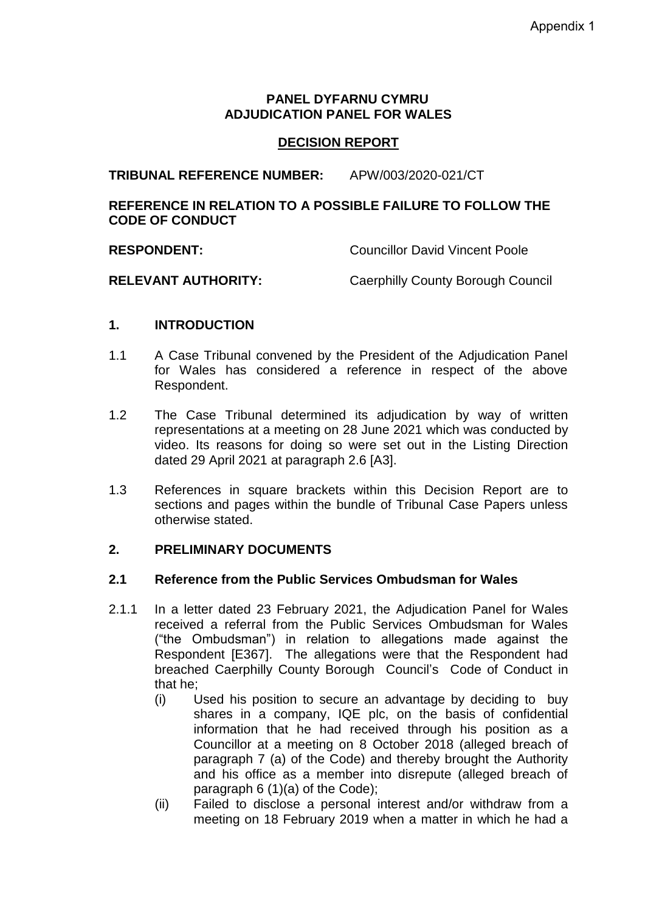Appendix 1

**PANEL DYFARNU CYMRU**
**ADJUDICATION PANEL FOR WALES**

**DECISION REPORT**

**TRIBUNAL REFERENCE NUMBER:** APW/003/2020-021/CT

**REFERENCE IN RELATION TO A POSSIBLE FAILURE TO FOLLOW THE CODE OF CONDUCT**

**RESPONDENT:** Councillor David Vincent Poole

**RELEVANT AUTHORITY:** Caerphilly County Borough Council

## 1. INTRODUCTION

1.1 A Case Tribunal convened by the President of the Adjudication Panel for Wales has considered a reference in respect of the above Respondent.

1.2 The Case Tribunal determined its adjudication by way of written representations at a meeting on 28 June 2021 which was conducted by video. Its reasons for doing so were set out in the Listing Direction dated 29 April 2021 at paragraph 2.6 [A3].

1.3 References in square brackets within this Decision Report are to sections and pages within the bundle of Tribunal Case Papers unless otherwise stated.

## 2. PRELIMINARY DOCUMENTS

### 2.1 Reference from the Public Services Ombudsman for Wales

2.1.1 In a letter dated 23 February 2021, the Adjudication Panel for Wales received a referral from the Public Services Ombudsman for Wales ("the Ombudsman") in relation to allegations made against the Respondent [E367]. The allegations were that the Respondent had breached Caerphilly County Borough Council's Code of Conduct in that he;

(i) Used his position to secure an advantage by deciding to buy shares in a company, IQE plc, on the basis of confidential information that he had received through his position as a Councillor at a meeting on 8 October 2018 (alleged breach of paragraph 7 (a) of the Code) and thereby brought the Authority and his office as a member into disrepute (alleged breach of paragraph 6 (1)(a) of the Code);

(ii) Failed to disclose a personal interest and/or withdraw from a meeting on 18 February 2019 when a matter in which he had a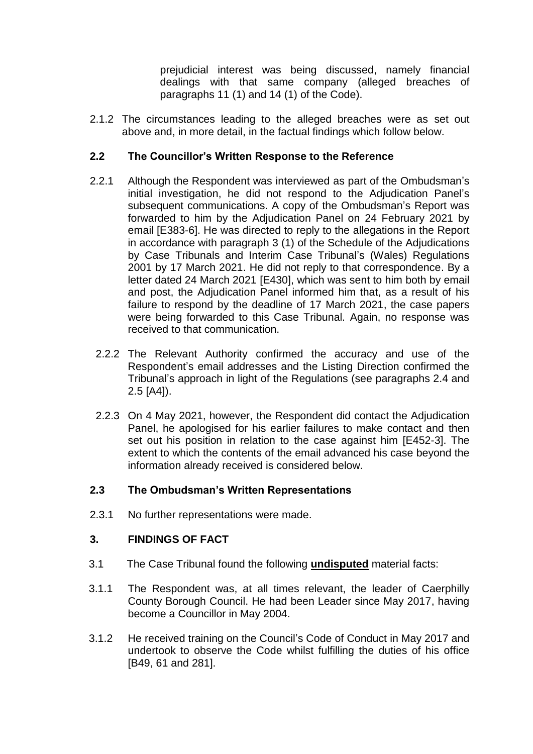prejudicial interest was being discussed, namely financial dealings with that same company (alleged breaches of paragraphs 11 (1) and 14 (1) of the Code).

2.1.2 The circumstances leading to the alleged breaches were as set out above and, in more detail, in the factual findings which follow below.

### 2.2 The Councillor's Written Response to the Reference

2.2.1 Although the Respondent was interviewed as part of the Ombudsman's initial investigation, he did not respond to the Adjudication Panel's subsequent communications. A copy of the Ombudsman's Report was forwarded to him by the Adjudication Panel on 24 February 2021 by email [E383-6]. He was directed to reply to the allegations in the Report in accordance with paragraph 3 (1) of the Schedule of the Adjudications by Case Tribunals and Interim Case Tribunal's (Wales) Regulations 2001 by 17 March 2021. He did not reply to that correspondence. By a letter dated 24 March 2021 [E430], which was sent to him both by email and post, the Adjudication Panel informed him that, as a result of his failure to respond by the deadline of 17 March 2021, the case papers were being forwarded to this Case Tribunal. Again, no response was received to that communication.

2.2.2 The Relevant Authority confirmed the accuracy and use of the Respondent's email addresses and the Listing Direction confirmed the Tribunal's approach in light of the Regulations (see paragraphs 2.4 and 2.5 [A4]).

2.2.3 On 4 May 2021, however, the Respondent did contact the Adjudication Panel, he apologised for his earlier failures to make contact and then set out his position in relation to the case against him [E452-3]. The extent to which the contents of the email advanced his case beyond the information already received is considered below.

### 2.3 The Ombudsman's Written Representations

2.3.1 No further representations were made.

## 3. FINDINGS OF FACT

3.1 The Case Tribunal found the following **undisputed** material facts:

3.1.1 The Respondent was, at all times relevant, the leader of Caerphilly County Borough Council. He had been Leader since May 2017, having become a Councillor in May 2004.

3.1.2 He received training on the Council's Code of Conduct in May 2017 and undertook to observe the Code whilst fulfilling the duties of his office [B49, 61 and 281].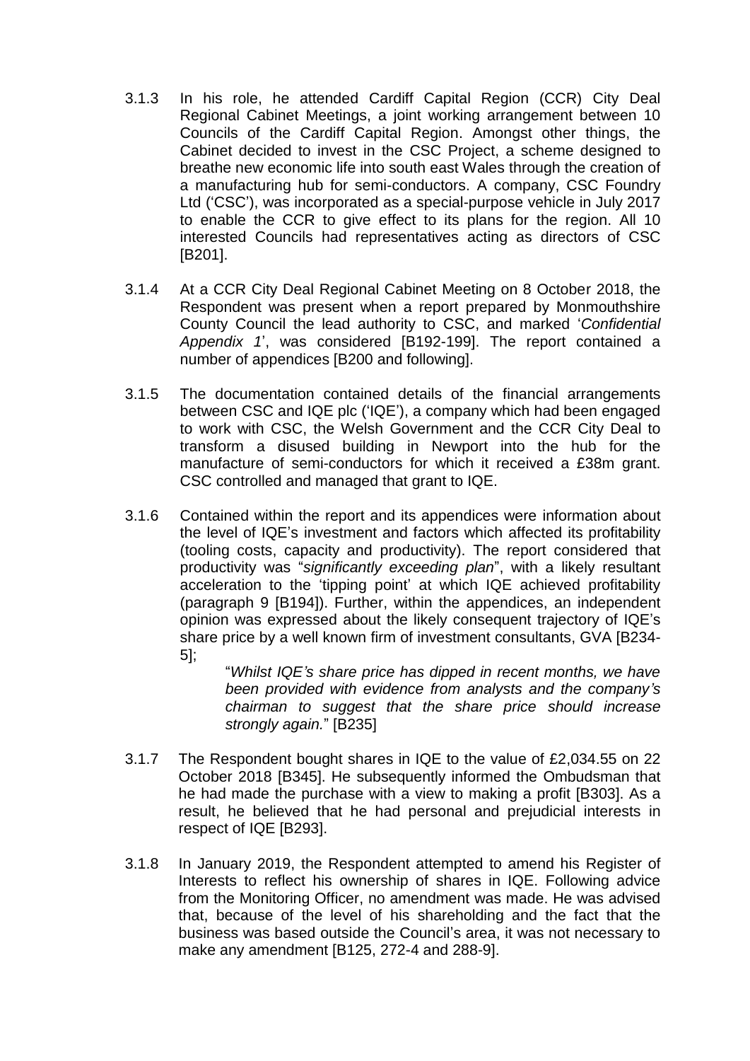3.1.3 In his role, he attended Cardiff Capital Region (CCR) City Deal Regional Cabinet Meetings, a joint working arrangement between 10 Councils of the Cardiff Capital Region. Amongst other things, the Cabinet decided to invest in the CSC Project, a scheme designed to breathe new economic life into south east Wales through the creation of a manufacturing hub for semi-conductors. A company, CSC Foundry Ltd ('CSC'), was incorporated as a special-purpose vehicle in July 2017 to enable the CCR to give effect to its plans for the region. All 10 interested Councils had representatives acting as directors of CSC [B201].

3.1.4 At a CCR City Deal Regional Cabinet Meeting on 8 October 2018, the Respondent was present when a report prepared by Monmouthshire County Council the lead authority to CSC, and marked '*Confidential Appendix 1*', was considered [B192-199]. The report contained a number of appendices [B200 and following].

3.1.5 The documentation contained details of the financial arrangements between CSC and IQE plc ('IQE'), a company which had been engaged to work with CSC, the Welsh Government and the CCR City Deal to transform a disused building in Newport into the hub for the manufacture of semi-conductors for which it received a £38m grant. CSC controlled and managed that grant to IQE.

3.1.6 Contained within the report and its appendices were information about the level of IQE's investment and factors which affected its profitability (tooling costs, capacity and productivity). The report considered that productivity was "*significantly exceeding plan*", with a likely resultant acceleration to the 'tipping point' at which IQE achieved profitability (paragraph 9 [B194]). Further, within the appendices, an independent opinion was expressed about the likely consequent trajectory of IQE's share price by a well known firm of investment consultants, GVA [B234-5];

> "*Whilst IQE's share price has dipped in recent months, we have been provided with evidence from analysts and the company's chairman to suggest that the share price should increase strongly again.*" [B235]

3.1.7 The Respondent bought shares in IQE to the value of £2,034.55 on 22 October 2018 [B345]. He subsequently informed the Ombudsman that he had made the purchase with a view to making a profit [B303]. As a result, he believed that he had personal and prejudicial interests in respect of IQE [B293].

3.1.8 In January 2019, the Respondent attempted to amend his Register of Interests to reflect his ownership of shares in IQE. Following advice from the Monitoring Officer, no amendment was made. He was advised that, because of the level of his shareholding and the fact that the business was based outside the Council's area, it was not necessary to make any amendment [B125, 272-4 and 288-9].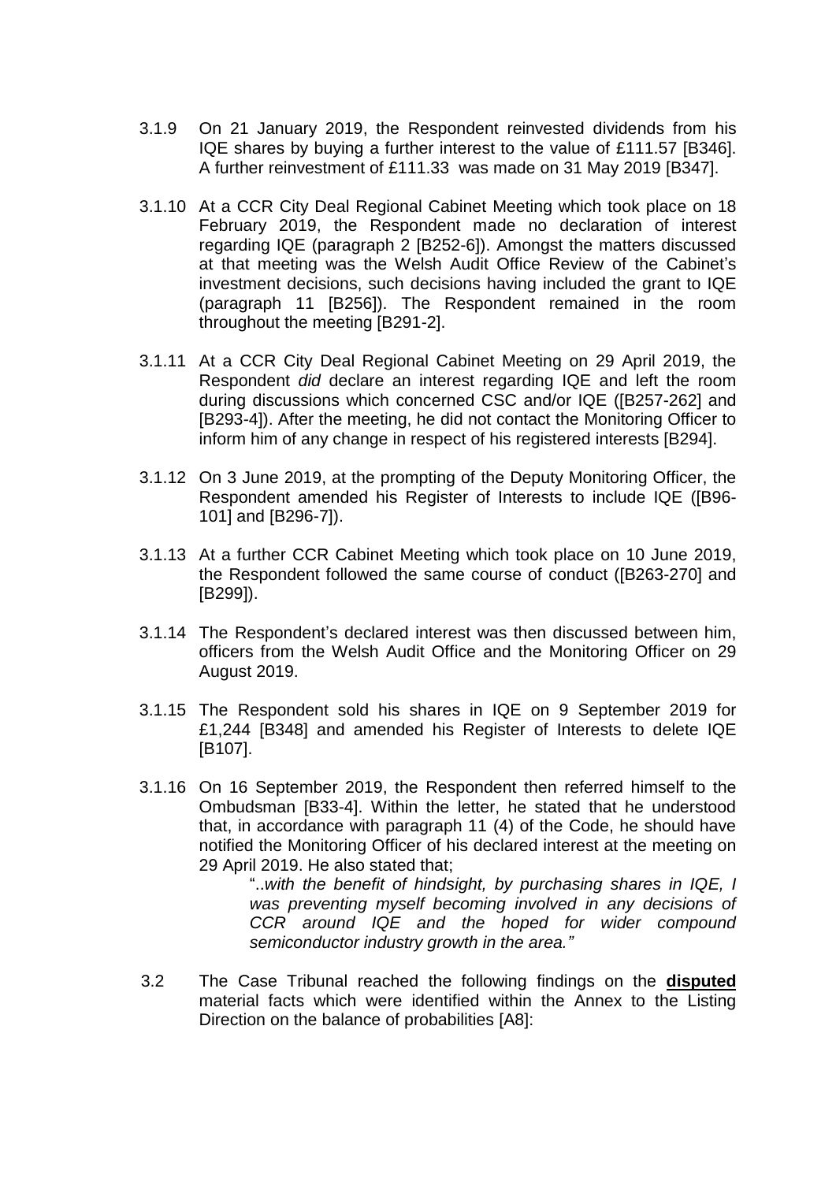3.1.9 On 21 January 2019, the Respondent reinvested dividends from his IQE shares by buying a further interest to the value of £111.57 [B346]. A further reinvestment of £111.33 was made on 31 May 2019 [B347].

3.1.10 At a CCR City Deal Regional Cabinet Meeting which took place on 18 February 2019, the Respondent made no declaration of interest regarding IQE (paragraph 2 [B252-6]). Amongst the matters discussed at that meeting was the Welsh Audit Office Review of the Cabinet's investment decisions, such decisions having included the grant to IQE (paragraph 11 [B256]). The Respondent remained in the room throughout the meeting [B291-2].

3.1.11 At a CCR City Deal Regional Cabinet Meeting on 29 April 2019, the Respondent *did* declare an interest regarding IQE and left the room during discussions which concerned CSC and/or IQE ([B257-262] and [B293-4]). After the meeting, he did not contact the Monitoring Officer to inform him of any change in respect of his registered interests [B294].

3.1.12 On 3 June 2019, at the prompting of the Deputy Monitoring Officer, the Respondent amended his Register of Interests to include IQE ([B96-101] and [B296-7]).

3.1.13 At a further CCR Cabinet Meeting which took place on 10 June 2019, the Respondent followed the same course of conduct ([B263-270] and [B299]).

3.1.14 The Respondent's declared interest was then discussed between him, officers from the Welsh Audit Office and the Monitoring Officer on 29 August 2019.

3.1.15 The Respondent sold his shares in IQE on 9 September 2019 for £1,244 [B348] and amended his Register of Interests to delete IQE [B107].

3.1.16 On 16 September 2019, the Respondent then referred himself to the Ombudsman [B33-4]. Within the letter, he stated that he understood that, in accordance with paragraph 11 (4) of the Code, he should have notified the Monitoring Officer of his declared interest at the meeting on 29 April 2019. He also stated that;

> "..*with the benefit of hindsight, by purchasing shares in IQE, I was preventing myself becoming involved in any decisions of CCR around IQE and the hoped for wider compound semiconductor industry growth in the area."*

3.2 The Case Tribunal reached the following findings on the **disputed** material facts which were identified within the Annex to the Listing Direction on the balance of probabilities [A8]: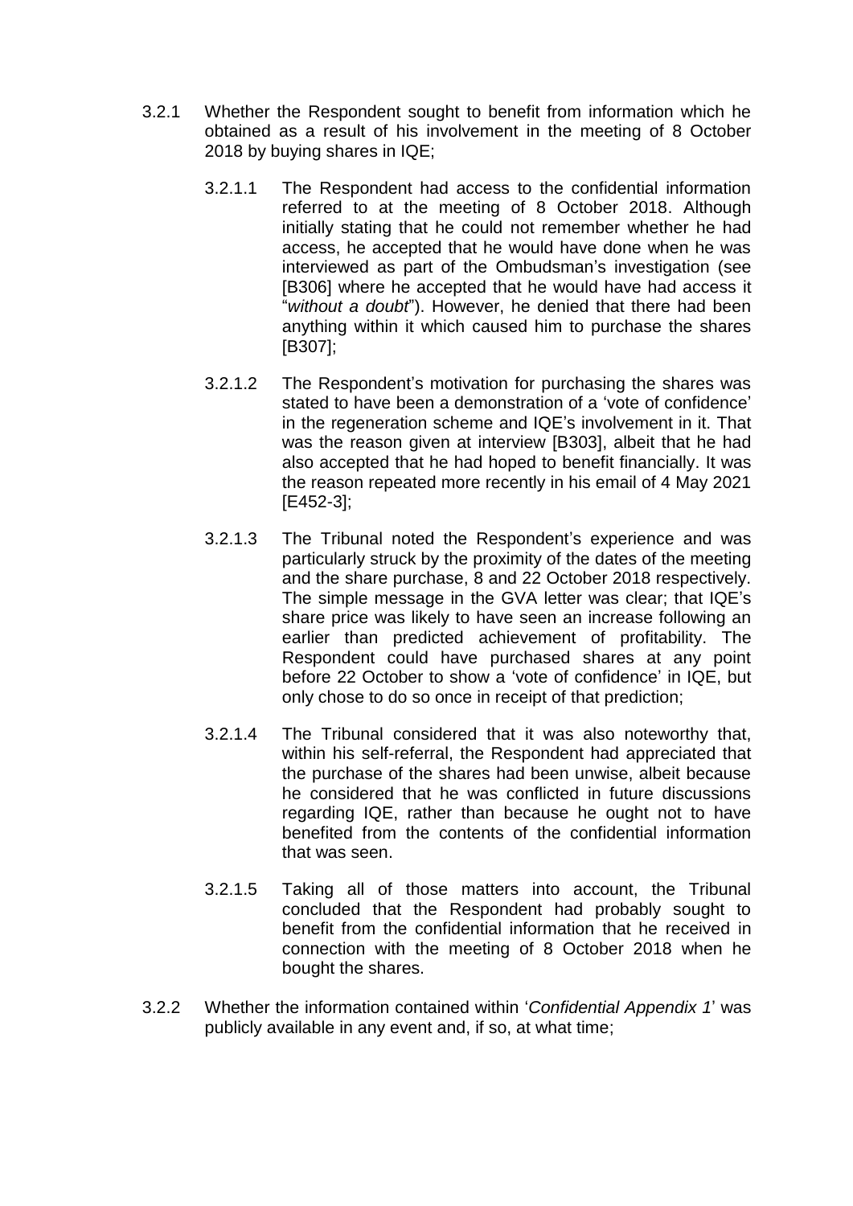3.2.1 Whether the Respondent sought to benefit from information which he obtained as a result of his involvement in the meeting of 8 October 2018 by buying shares in IQE;

3.2.1.1 The Respondent had access to the confidential information referred to at the meeting of 8 October 2018. Although initially stating that he could not remember whether he had access, he accepted that he would have done when he was interviewed as part of the Ombudsman's investigation (see [B306] where he accepted that he would have had access it "*without a doubt*"). However, he denied that there had been anything within it which caused him to purchase the shares [B307];

3.2.1.2 The Respondent's motivation for purchasing the shares was stated to have been a demonstration of a 'vote of confidence' in the regeneration scheme and IQE's involvement in it. That was the reason given at interview [B303], albeit that he had also accepted that he had hoped to benefit financially. It was the reason repeated more recently in his email of 4 May 2021 [E452-3];

3.2.1.3 The Tribunal noted the Respondent's experience and was particularly struck by the proximity of the dates of the meeting and the share purchase, 8 and 22 October 2018 respectively. The simple message in the GVA letter was clear; that IQE's share price was likely to have seen an increase following an earlier than predicted achievement of profitability. The Respondent could have purchased shares at any point before 22 October to show a 'vote of confidence' in IQE, but only chose to do so once in receipt of that prediction;

3.2.1.4 The Tribunal considered that it was also noteworthy that, within his self-referral, the Respondent had appreciated that the purchase of the shares had been unwise, albeit because he considered that he was conflicted in future discussions regarding IQE, rather than because he ought not to have benefited from the contents of the confidential information that was seen.

3.2.1.5 Taking all of those matters into account, the Tribunal concluded that the Respondent had probably sought to benefit from the confidential information that he received in connection with the meeting of 8 October 2018 when he bought the shares.

3.2.2 Whether the information contained within '*Confidential Appendix 1*' was publicly available in any event and, if so, at what time;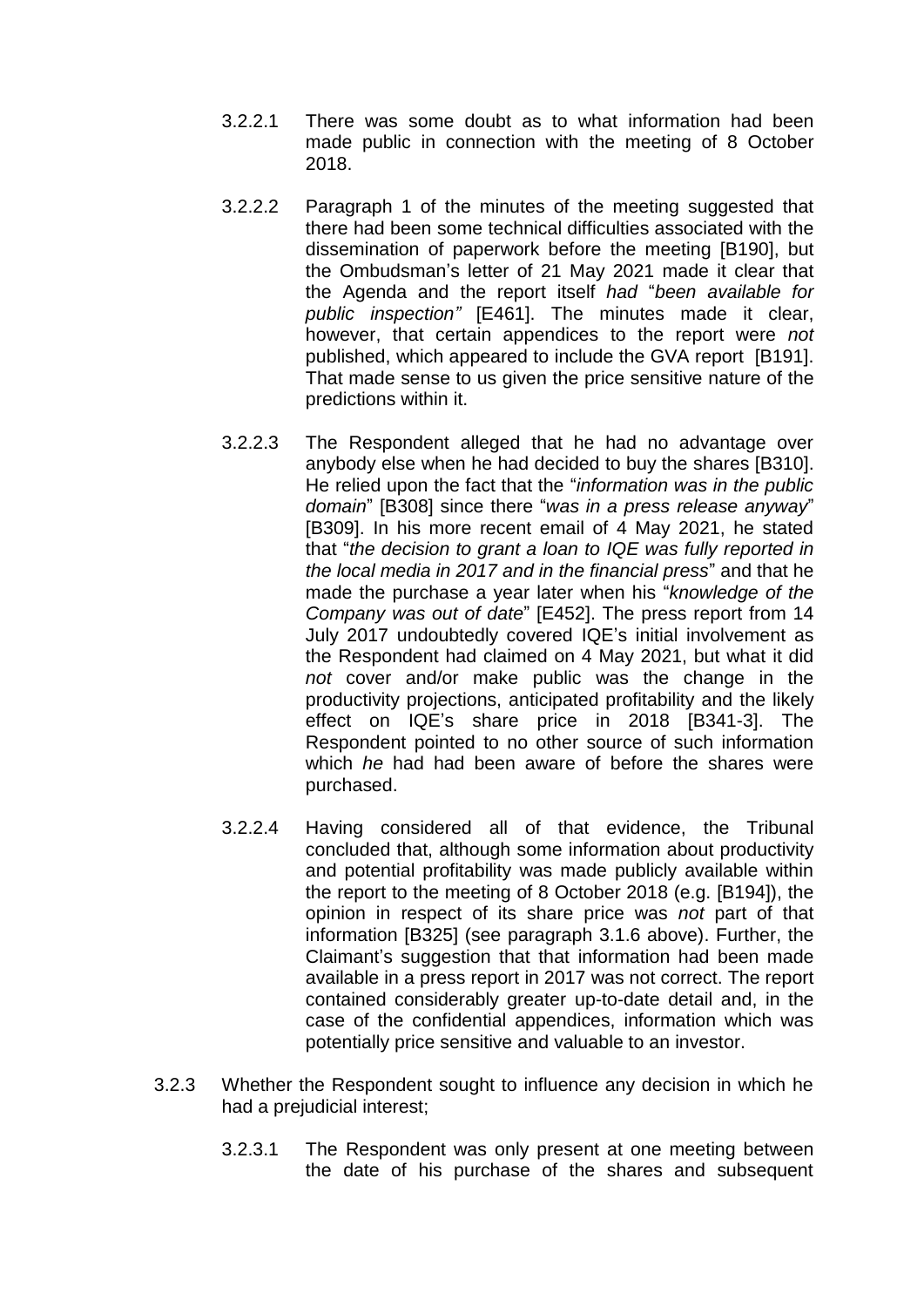3.2.2.1 There was some doubt as to what information had been made public in connection with the meeting of 8 October 2018.

3.2.2.2 Paragraph 1 of the minutes of the meeting suggested that there had been some technical difficulties associated with the dissemination of paperwork before the meeting [B190], but the Ombudsman's letter of 21 May 2021 made it clear that the Agenda and the report itself *had* "*been available for public inspection"* [E461]. The minutes made it clear, however, that certain appendices to the report were *not* published, which appeared to include the GVA report [B191]. That made sense to us given the price sensitive nature of the predictions within it.

3.2.2.3 The Respondent alleged that he had no advantage over anybody else when he had decided to buy the shares [B310]. He relied upon the fact that the "*information was in the public domain*" [B308] since there "*was in a press release anyway*" [B309]. In his more recent email of 4 May 2021, he stated that "*the decision to grant a loan to IQE was fully reported in the local media in 2017 and in the financial press*" and that he made the purchase a year later when his "*knowledge of the Company was out of date*" [E452]. The press report from 14 July 2017 undoubtedly covered IQE's initial involvement as the Respondent had claimed on 4 May 2021, but what it did *not* cover and/or make public was the change in the productivity projections, anticipated profitability and the likely effect on IQE's share price in 2018 [B341-3]. The Respondent pointed to no other source of such information which *he* had had been aware of before the shares were purchased.

3.2.2.4 Having considered all of that evidence, the Tribunal concluded that, although some information about productivity and potential profitability was made publicly available within the report to the meeting of 8 October 2018 (e.g. [B194]), the opinion in respect of its share price was *not* part of that information [B325] (see paragraph 3.1.6 above). Further, the Claimant's suggestion that that information had been made available in a press report in 2017 was not correct. The report contained considerably greater up-to-date detail and, in the case of the confidential appendices, information which was potentially price sensitive and valuable to an investor.

3.2.3 Whether the Respondent sought to influence any decision in which he had a prejudicial interest;

3.2.3.1 The Respondent was only present at one meeting between the date of his purchase of the shares and subsequent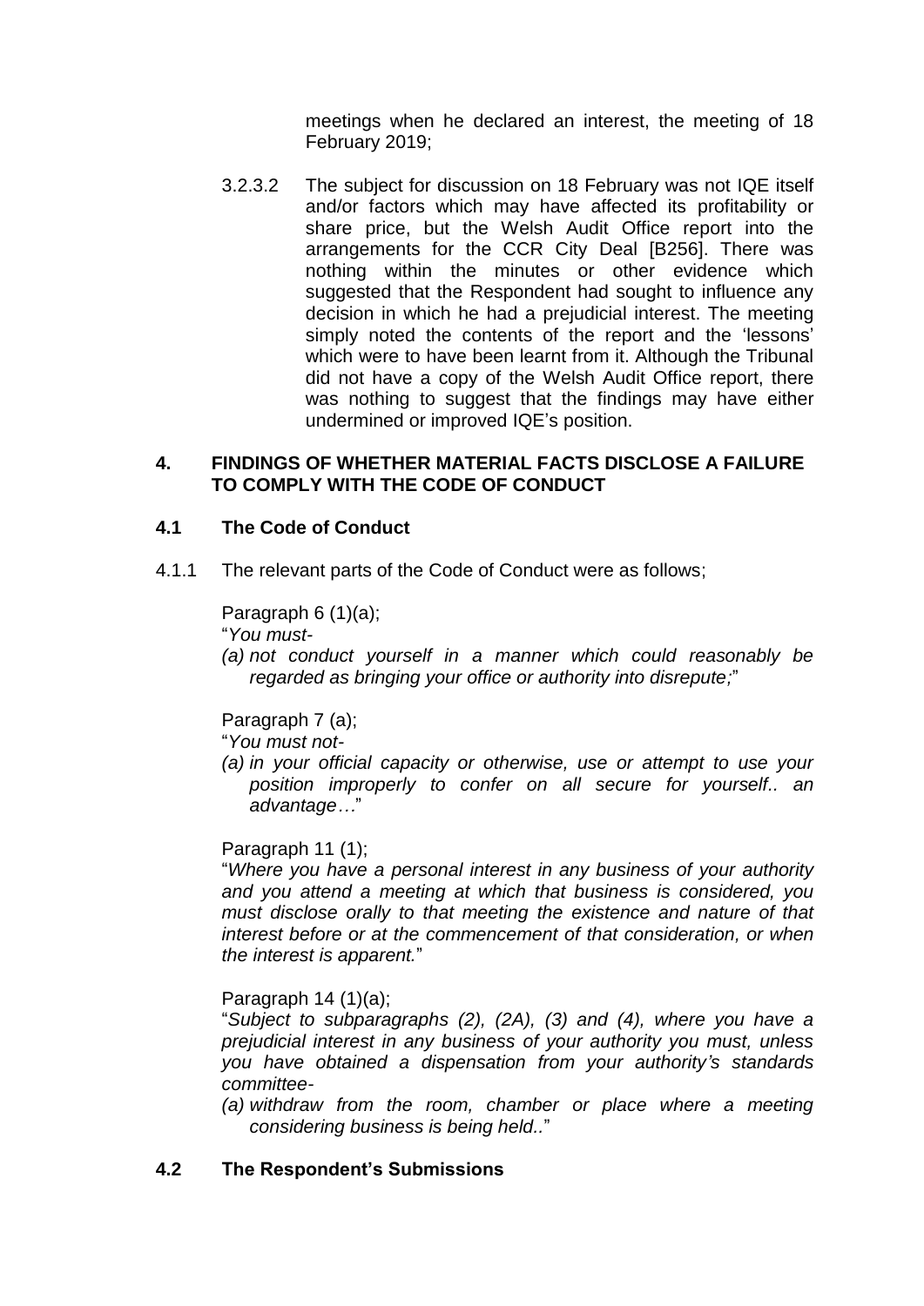meetings when he declared an interest, the meeting of 18 February 2019;

3.2.3.2 The subject for discussion on 18 February was not IQE itself and/or factors which may have affected its profitability or share price, but the Welsh Audit Office report into the arrangements for the CCR City Deal [B256]. There was nothing within the minutes or other evidence which suggested that the Respondent had sought to influence any decision in which he had a prejudicial interest. The meeting simply noted the contents of the report and the 'lessons' which were to have been learnt from it. Although the Tribunal did not have a copy of the Welsh Audit Office report, there was nothing to suggest that the findings may have either undermined or improved IQE's position.

## 4. FINDINGS OF WHETHER MATERIAL FACTS DISCLOSE A FAILURE TO COMPLY WITH THE CODE OF CONDUCT

### 4.1 The Code of Conduct

4.1.1 The relevant parts of the Code of Conduct were as follows;

Paragraph 6 (1)(a);

"*You must-*

*(a) not conduct yourself in a manner which could reasonably be regarded as bringing your office or authority into disrepute;*"

Paragraph 7 (a);

"*You must not-*

*(a) in your official capacity or otherwise, use or attempt to use your position improperly to confer on all secure for yourself.. an advantage…*"

Paragraph 11 (1);

"*Where you have a personal interest in any business of your authority and you attend a meeting at which that business is considered, you must disclose orally to that meeting the existence and nature of that interest before or at the commencement of that consideration, or when the interest is apparent.*"

Paragraph 14 (1)(a);

"*Subject to subparagraphs (2), (2A), (3) and (4), where you have a prejudicial interest in any business of your authority you must, unless you have obtained a dispensation from your authority's standards committee-*

*(a) withdraw from the room, chamber or place where a meeting considering business is being held..*"

### 4.2 The Respondent's Submissions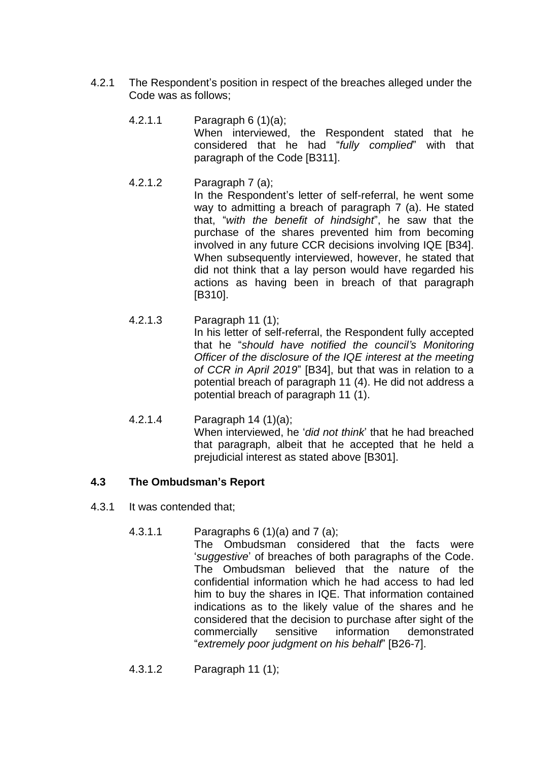4.2.1 The Respondent's position in respect of the breaches alleged under the Code was as follows;

4.2.1.1 Paragraph 6 (1)(a);
When interviewed, the Respondent stated that he considered that he had "*fully complied*" with that paragraph of the Code [B311].

4.2.1.2 Paragraph 7 (a);
In the Respondent's letter of self-referral, he went some way to admitting a breach of paragraph 7 (a). He stated that, "*with the benefit of hindsight*", he saw that the purchase of the shares prevented him from becoming involved in any future CCR decisions involving IQE [B34]. When subsequently interviewed, however, he stated that did not think that a lay person would have regarded his actions as having been in breach of that paragraph [B310].

4.2.1.3 Paragraph 11 (1);
In his letter of self-referral, the Respondent fully accepted that he "*should have notified the council's Monitoring Officer of the disclosure of the IQE interest at the meeting of CCR in April 2019*" [B34], but that was in relation to a potential breach of paragraph 11 (4). He did not address a potential breach of paragraph 11 (1).

4.2.1.4 Paragraph 14 (1)(a);
When interviewed, he '*did not think*' that he had breached that paragraph, albeit that he accepted that he held a prejudicial interest as stated above [B301].

### 4.3 The Ombudsman's Report

4.3.1 It was contended that;

4.3.1.1 Paragraphs 6 (1)(a) and 7 (a);
The Ombudsman considered that the facts were '*suggestive*' of breaches of both paragraphs of the Code. The Ombudsman believed that the nature of the confidential information which he had access to had led him to buy the shares in IQE. That information contained indications as to the likely value of the shares and he considered that the decision to purchase after sight of the commercially sensitive information demonstrated "*extremely poor judgment on his behalf*" [B26-7].

4.3.1.2 Paragraph 11 (1);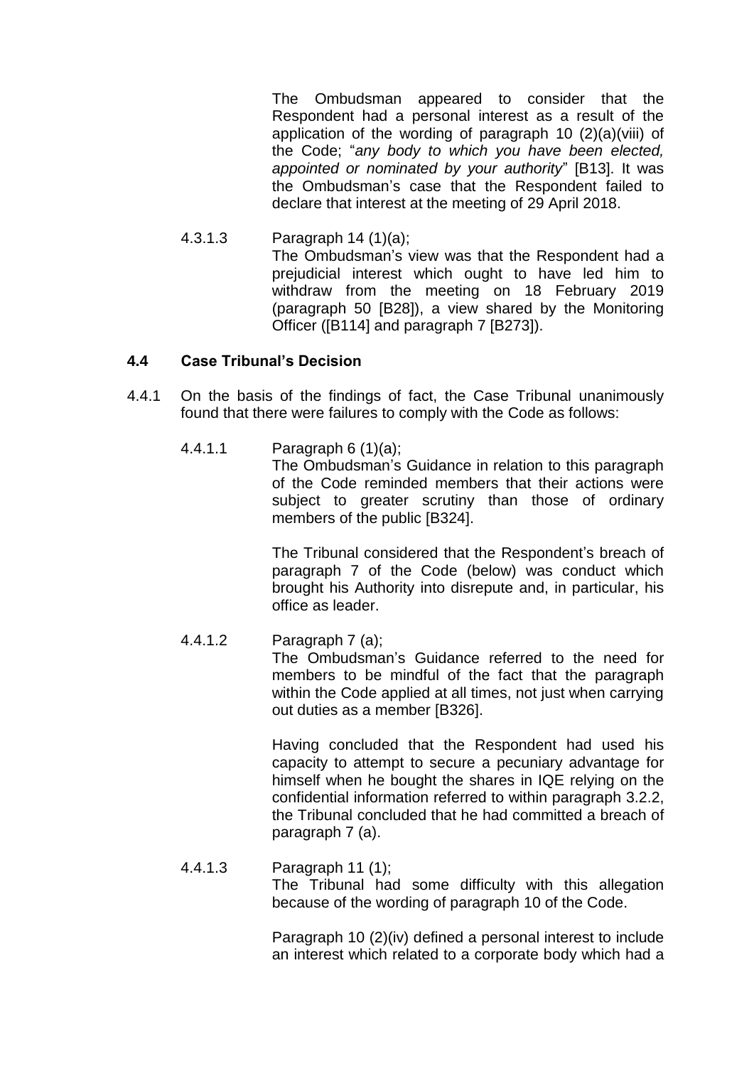The Ombudsman appeared to consider that the Respondent had a personal interest as a result of the application of the wording of paragraph 10 (2)(a)(viii) of the Code; "*any body to which you have been elected, appointed or nominated by your authority*" [B13]. It was the Ombudsman's case that the Respondent failed to declare that interest at the meeting of 29 April 2018.

4.3.1.3 Paragraph 14 (1)(a);

The Ombudsman's view was that the Respondent had a prejudicial interest which ought to have led him to withdraw from the meeting on 18 February 2019 (paragraph 50 [B28]), a view shared by the Monitoring Officer ([B114] and paragraph 7 [B273]).

## 4.4 Case Tribunal's Decision

4.4.1 On the basis of the findings of fact, the Case Tribunal unanimously found that there were failures to comply with the Code as follows:

4.4.1.1 Paragraph 6 (1)(a);

The Ombudsman's Guidance in relation to this paragraph of the Code reminded members that their actions were subject to greater scrutiny than those of ordinary members of the public [B324].

The Tribunal considered that the Respondent's breach of paragraph 7 of the Code (below) was conduct which brought his Authority into disrepute and, in particular, his office as leader.

4.4.1.2 Paragraph 7 (a);

The Ombudsman's Guidance referred to the need for members to be mindful of the fact that the paragraph within the Code applied at all times, not just when carrying out duties as a member [B326].

Having concluded that the Respondent had used his capacity to attempt to secure a pecuniary advantage for himself when he bought the shares in IQE relying on the confidential information referred to within paragraph 3.2.2, the Tribunal concluded that he had committed a breach of paragraph 7 (a).

4.4.1.3 Paragraph 11 (1);

The Tribunal had some difficulty with this allegation because of the wording of paragraph 10 of the Code.

Paragraph 10 (2)(iv) defined a personal interest to include an interest which related to a corporate body which had a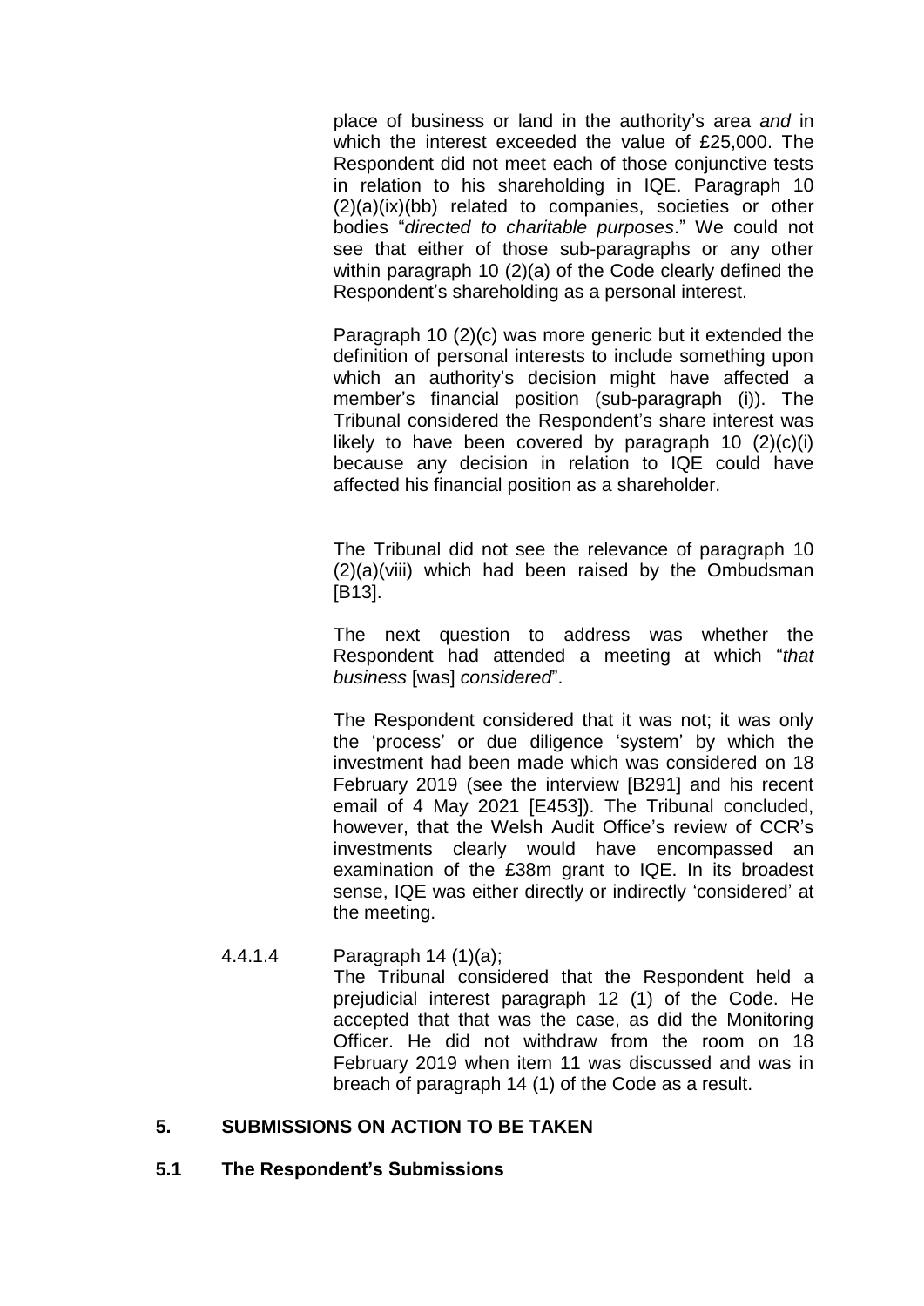place of business or land in the authority's area *and* in which the interest exceeded the value of £25,000. The Respondent did not meet each of those conjunctive tests in relation to his shareholding in IQE. Paragraph 10 (2)(a)(ix)(bb) related to companies, societies or other bodies "*directed to charitable purposes*." We could not see that either of those sub-paragraphs or any other within paragraph 10 (2)(a) of the Code clearly defined the Respondent's shareholding as a personal interest.

Paragraph 10 (2)(c) was more generic but it extended the definition of personal interests to include something upon which an authority's decision might have affected a member's financial position (sub-paragraph (i)). The Tribunal considered the Respondent's share interest was likely to have been covered by paragraph 10 (2)(c)(i) because any decision in relation to IQE could have affected his financial position as a shareholder.

The Tribunal did not see the relevance of paragraph 10 (2)(a)(viii) which had been raised by the Ombudsman [B13].

The next question to address was whether the Respondent had attended a meeting at which "*that business* [was] *considered*".

The Respondent considered that it was not; it was only the 'process' or due diligence 'system' by which the investment had been made which was considered on 18 February 2019 (see the interview [B291] and his recent email of 4 May 2021 [E453]). The Tribunal concluded, however, that the Welsh Audit Office's review of CCR's investments clearly would have encompassed an examination of the £38m grant to IQE. In its broadest sense, IQE was either directly or indirectly 'considered' at the meeting.

4.4.1.4 Paragraph 14 (1)(a);

The Tribunal considered that the Respondent held a prejudicial interest paragraph 12 (1) of the Code. He accepted that that was the case, as did the Monitoring Officer. He did not withdraw from the room on 18 February 2019 when item 11 was discussed and was in breach of paragraph 14 (1) of the Code as a result.

## 5. SUBMISSIONS ON ACTION TO BE TAKEN

### 5.1 The Respondent's Submissions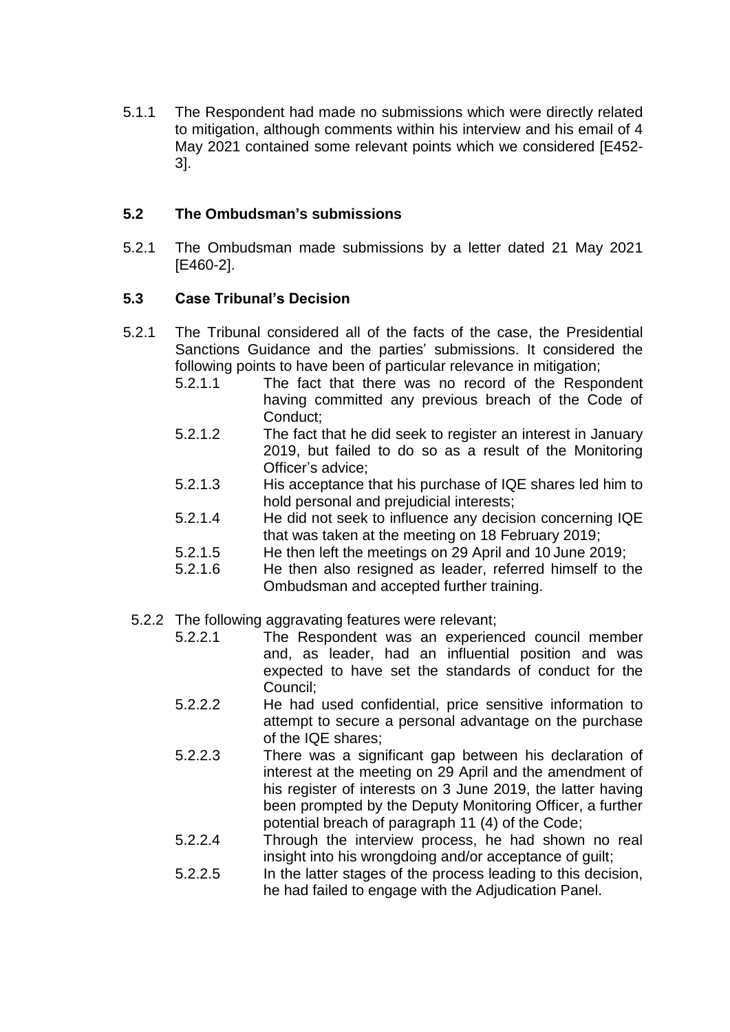5.1.1 The Respondent had made no submissions which were directly related to mitigation, although comments within his interview and his email of 4 May 2021 contained some relevant points which we considered [E452-3].

### 5.2 The Ombudsman's submissions

5.2.1 The Ombudsman made submissions by a letter dated 21 May 2021 [E460-2].

### 5.3 Case Tribunal's Decision

5.2.1 The Tribunal considered all of the facts of the case, the Presidential Sanctions Guidance and the parties' submissions. It considered the following points to have been of particular relevance in mitigation;

- 5.2.1.1 The fact that there was no record of the Respondent having committed any previous breach of the Code of Conduct;
- 5.2.1.2 The fact that he did seek to register an interest in January 2019, but failed to do so as a result of the Monitoring Officer's advice;
- 5.2.1.3 His acceptance that his purchase of IQE shares led him to hold personal and prejudicial interests;
- 5.2.1.4 He did not seek to influence any decision concerning IQE that was taken at the meeting on 18 February 2019;
- 5.2.1.5 He then left the meetings on 29 April and 10 June 2019;
- 5.2.1.6 He then also resigned as leader, referred himself to the Ombudsman and accepted further training.

5.2.2 The following aggravating features were relevant;

- 5.2.2.1 The Respondent was an experienced council member and, as leader, had an influential position and was expected to have set the standards of conduct for the Council;
- 5.2.2.2 He had used confidential, price sensitive information to attempt to secure a personal advantage on the purchase of the IQE shares;
- 5.2.2.3 There was a significant gap between his declaration of interest at the meeting on 29 April and the amendment of his register of interests on 3 June 2019, the latter having been prompted by the Deputy Monitoring Officer, a further potential breach of paragraph 11 (4) of the Code;
- 5.2.2.4 Through the interview process, he had shown no real insight into his wrongdoing and/or acceptance of guilt;
- 5.2.2.5 In the latter stages of the process leading to this decision, he had failed to engage with the Adjudication Panel.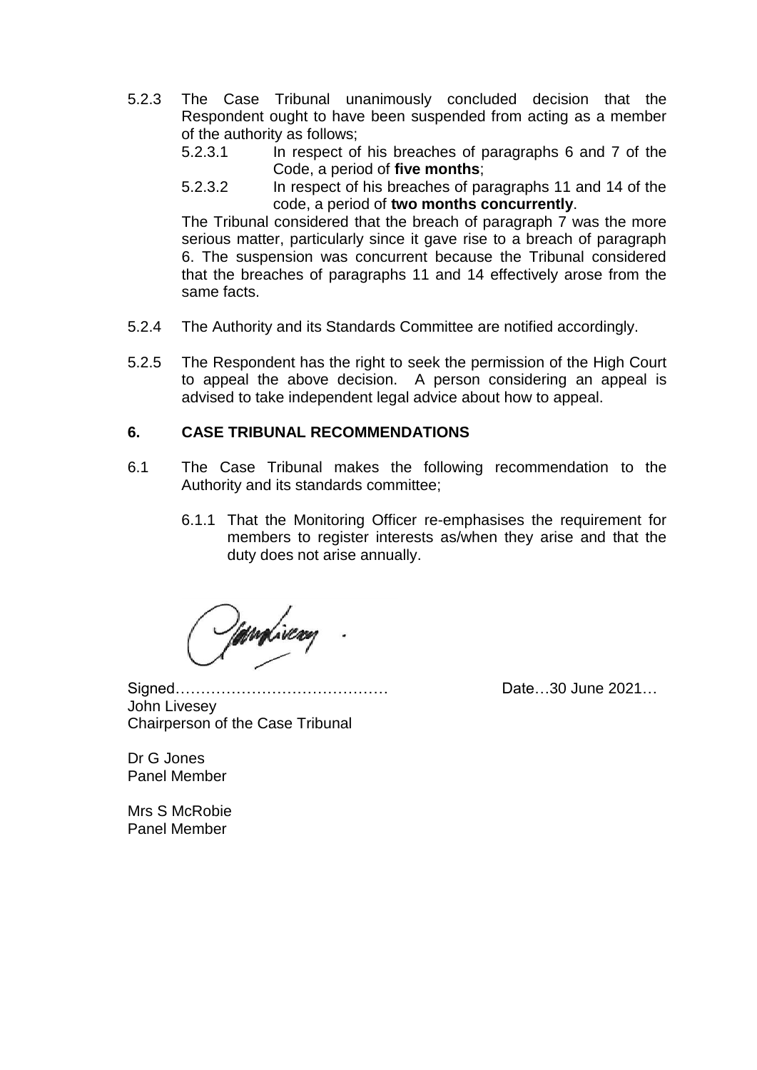5.2.3 The Case Tribunal unanimously concluded decision that the Respondent ought to have been suspended from acting as a member of the authority as follows;

  5.2.3.1 In respect of his breaches of paragraphs 6 and 7 of the Code, a period of **five months**;

  5.2.3.2 In respect of his breaches of paragraphs 11 and 14 of the code, a period of **two months concurrently**.

  The Tribunal considered that the breach of paragraph 7 was the more serious matter, particularly since it gave rise to a breach of paragraph 6. The suspension was concurrent because the Tribunal considered that the breaches of paragraphs 11 and 14 effectively arose from the same facts.

5.2.4 The Authority and its Standards Committee are notified accordingly.

5.2.5 The Respondent has the right to seek the permission of the High Court to appeal the above decision. A person considering an appeal is advised to take independent legal advice about how to appeal.

## 6. CASE TRIBUNAL RECOMMENDATIONS

6.1 The Case Tribunal makes the following recommendation to the Authority and its standards committee;

  6.1.1 That the Monitoring Officer re-emphasises the requirement for members to register interests as/when they arise and that the duty does not arise annually.

Signed…………………………………… Date…30 June 2021…

John Livesey
Chairperson of the Case Tribunal

Dr G Jones
Panel Member

Mrs S McRobie
Panel Member